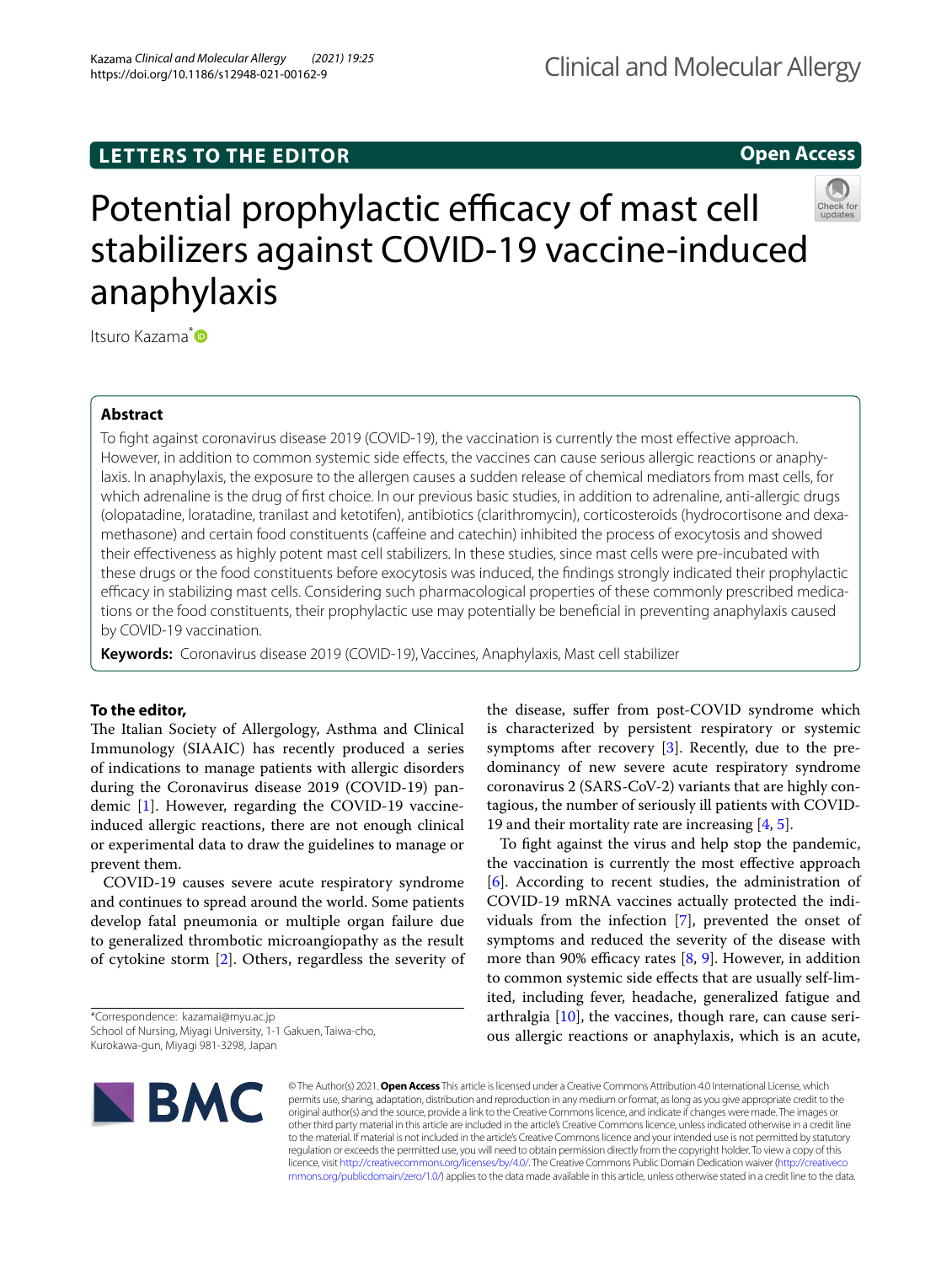LETTERS TO THE EDITOR

Open Access

# Potential prophylactic efficacy of mast cell stabilizers against COVID-19 vaccine-induced anaphylaxis

Itsuro Kazama*

## Abstract

To fight against coronavirus disease 2019 (COVID-19), the vaccination is currently the most effective approach. However, in addition to common systemic side effects, the vaccines can cause serious allergic reactions or anaphylaxis. In anaphylaxis, the exposure to the allergen causes a sudden release of chemical mediators from mast cells, for which adrenaline is the drug of first choice. In our previous basic studies, in addition to adrenaline, anti-allergic drugs (olopatadine, loratadine, tranilast and ketotifen), antibiotics (clarithromycin), corticosteroids (hydrocortisone and dexamethasone) and certain food constituents (caffeine and catechin) inhibited the process of exocytosis and showed their effectiveness as highly potent mast cell stabilizers. In these studies, since mast cells were pre-incubated with these drugs or the food constituents before exocytosis was induced, the findings strongly indicated their prophylactic efficacy in stabilizing mast cells. Considering such pharmacological properties of these commonly prescribed medications or the food constituents, their prophylactic use may potentially be beneficial in preventing anaphylaxis caused by COVID-19 vaccination.

**Keywords:** Coronavirus disease 2019 (COVID-19), Vaccines, Anaphylaxis, Mast cell stabilizer

**To the editor,**

The Italian Society of Allergology, Asthma and Clinical Immunology (SIAAIC) has recently produced a series of indications to manage patients with allergic disorders during the Coronavirus disease 2019 (COVID-19) pandemic [1]. However, regarding the COVID-19 vaccine-induced allergic reactions, there are not enough clinical or experimental data to draw the guidelines to manage or prevent them.

COVID-19 causes severe acute respiratory syndrome and continues to spread around the world. Some patients develop fatal pneumonia or multiple organ failure due to generalized thrombotic microangiopathy as the result of cytokine storm [2]. Others, regardless the severity of the disease, suffer from post-COVID syndrome which is characterized by persistent respiratory or systemic symptoms after recovery [3]. Recently, due to the predominancy of new severe acute respiratory syndrome coronavirus 2 (SARS-CoV-2) variants that are highly contagious, the number of seriously ill patients with COVID-19 and their mortality rate are increasing [4, 5].

To fight against the virus and help stop the pandemic, the vaccination is currently the most effective approach [6]. According to recent studies, the administration of COVID-19 mRNA vaccines actually protected the individuals from the infection [7], prevented the onset of symptoms and reduced the severity of the disease with more than 90% efficacy rates [8, 9]. However, in addition to common systemic side effects that are usually self-limited, including fever, headache, generalized fatigue and arthralgia [10], the vaccines, though rare, can cause serious allergic reactions or anaphylaxis, which is an acute,

*Correspondence: kazamai@myu.ac.jp
School of Nursing, Miyagi University, 1-1 Gakuen, Taiwa-cho, Kurokawa-gun, Miyagi 981-3298, Japan

© The Author(s) 2021. **Open Access** This article is licensed under a Creative Commons Attribution 4.0 International License, which permits use, sharing, adaptation, distribution and reproduction in any medium or format, as long as you give appropriate credit to the original author(s) and the source, provide a link to the Creative Commons licence, and indicate if changes were made. The images or other third party material in this article are included in the article's Creative Commons licence, unless indicated otherwise in a credit line to the material. If material is not included in the article's Creative Commons licence and your intended use is not permitted by statutory regulation or exceeds the permitted use, you will need to obtain permission directly from the copyright holder. To view a copy of this licence, visit http://creativecommons.org/licenses/by/4.0/. The Creative Commons Public Domain Dedication waiver (http://creativecommons.org/publicdomain/zero/1.0/) applies to the data made available in this article, unless otherwise stated in a credit line to the data.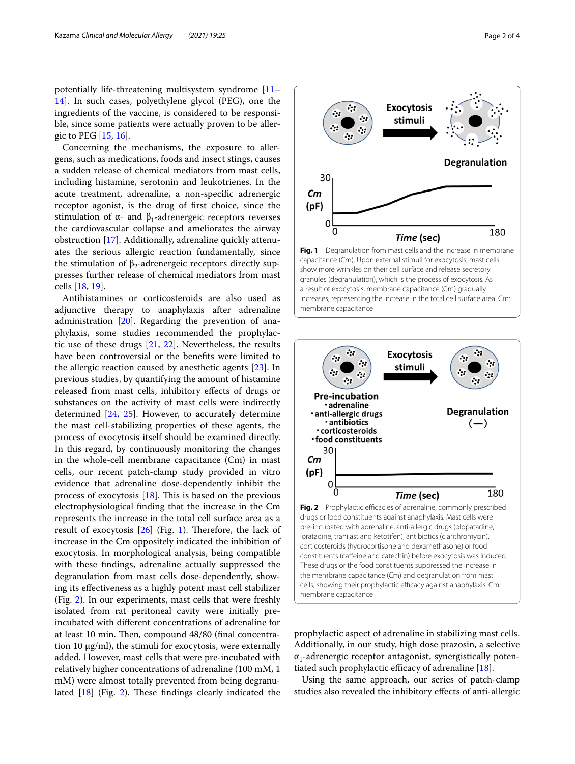potentially life-threatening multisystem syndrome [11–14]. In such cases, polyethylene glycol (PEG), one the ingredients of the vaccine, is considered to be responsible, since some patients were actually proven to be allergic to PEG [15, 16].

Concerning the mechanisms, the exposure to allergens, such as medications, foods and insect stings, causes a sudden release of chemical mediators from mast cells, including histamine, serotonin and leukotrienes. In the acute treatment, adrenaline, a non-specific adrenergic receptor agonist, is the drug of first choice, since the stimulation of α- and $\beta_1$-adrenergeic receptors reverses the cardiovascular collapse and ameliorates the airway obstruction [17]. Additionally, adrenaline quickly attenuates the serious allergic reaction fundamentally, since the stimulation of $\beta_2$-adrenergeic receptors directly suppresses further release of chemical mediators from mast cells [18, 19].

Antihistamines or corticosteroids are also used as adjunctive therapy to anaphylaxis after adrenaline administration [20]. Regarding the prevention of anaphylaxis, some studies recommended the prophylactic use of these drugs [21, 22]. Nevertheless, the results have been controversial or the benefits were limited to the allergic reaction caused by anesthetic agents [23]. In previous studies, by quantifying the amount of histamine released from mast cells, inhibitory effects of drugs or substances on the activity of mast cells were indirectly determined [24, 25]. However, to accurately determine the mast cell-stabilizing properties of these agents, the process of exocytosis itself should be examined directly. In this regard, by continuously monitoring the changes in the whole-cell membrane capacitance (Cm) in mast cells, our recent patch-clamp study provided in vitro evidence that adrenaline dose-dependently inhibit the process of exocytosis [18]. This is based on the previous electrophysiological finding that the increase in the Cm represents the increase in the total cell surface area as a result of exocytosis [26] (Fig. 1). Therefore, the lack of increase in the Cm oppositely indicated the inhibition of exocytosis. In morphological analysis, being compatible with these findings, adrenaline actually suppressed the degranulation from mast cells dose-dependently, showing its effectiveness as a highly potent mast cell stabilizer (Fig. 2). In our experiments, mast cells that were freshly isolated from rat peritoneal cavity were initially pre-incubated with different concentrations of adrenaline for at least 10 min. Then, compound 48/80 (final concentration 10 μg/ml), the stimuli for exocytosis, were externally added. However, mast cells that were pre-incubated with relatively higher concentrations of adrenaline (100 mM, 1 mM) were almost totally prevented from being degranulated [18] (Fig. 2). These findings clearly indicated the prophylactic aspect of adrenaline in stabilizing mast cells. Additionally, in our study, high dose prazosin, a selective $\alpha_1$-adrenergic receptor antagonist, synergistically potentiated such prophylactic efficacy of adrenaline [18].

Using the same approach, our series of patch-clamp studies also revealed the inhibitory effects of anti-allergic

**Fig. 1** Degranulation from mast cells and the increase in membrane capacitance (Cm). Upon external stimuli for exocytosis, mast cells show more wrinkles on their cell surface and release secretory granules (degranulation), which is the process of exocytosis. As a result of exocytosis, membrane capacitance (Cm) gradually increases, representing the increase in the total cell surface area. Cm: membrane capacitance

**Fig. 2** Prophylactic efficacies of adrenaline, commonly prescribed drugs or food constituents against anaphylaxis. Mast cells were pre-incubated with adrenaline, anti-allergic drugs (olopatadine, loratadine, tranilast and ketotifen), antibiotics (clarithromycin), corticosteroids (hydrocortisone and dexamethasone) or food constituents (caffeine and catechin) before exocytosis was induced. These drugs or the food constituents suppressed the increase in the membrane capacitance (Cm) and degranulation from mast cells, showing their prophylactic efficacy against anaphylaxis. Cm: membrane capacitance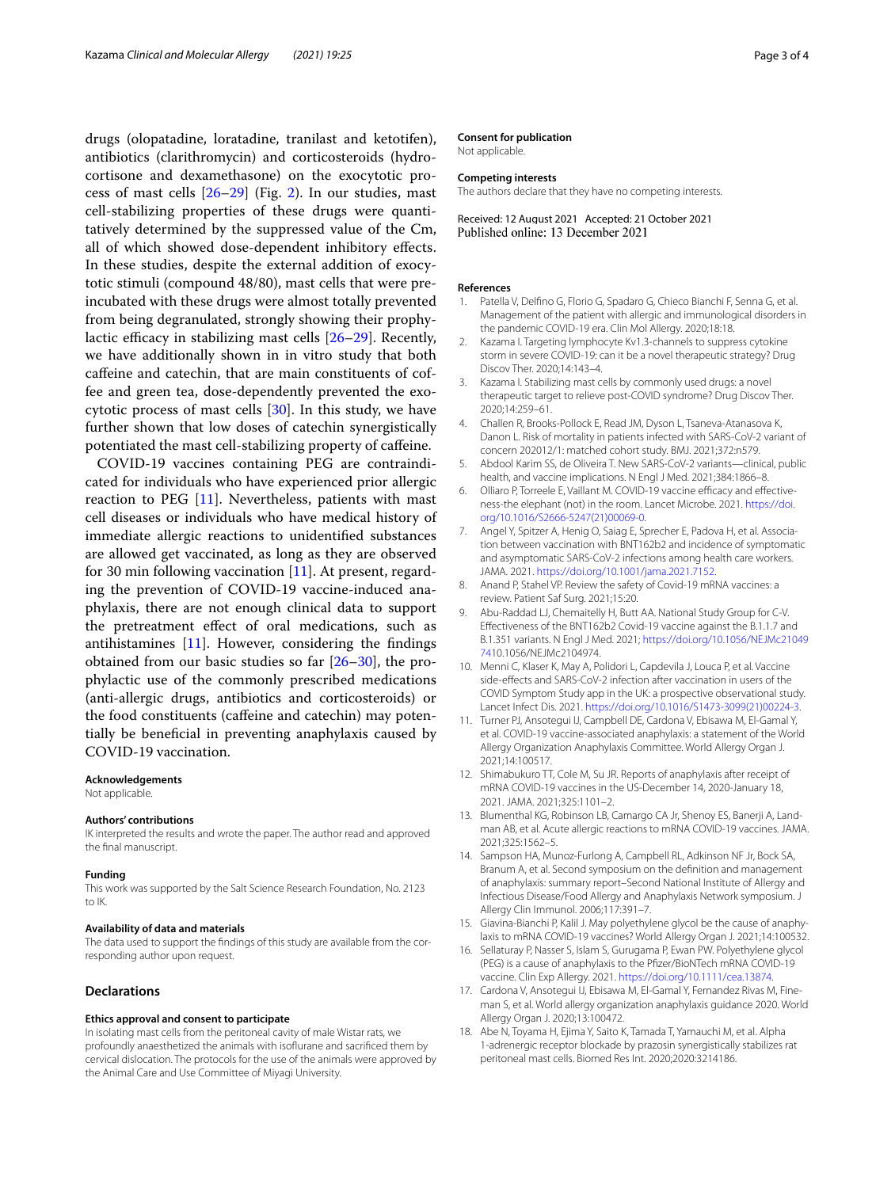drugs (olopatadine, loratadine, tranilast and ketotifen), antibiotics (clarithromycin) and corticosteroids (hydrocortisone and dexamethasone) on the exocytotic process of mast cells [26–29] (Fig. 2). In our studies, mast cell-stabilizing properties of these drugs were quantitatively determined by the suppressed value of the Cm, all of which showed dose-dependent inhibitory effects. In these studies, despite the external addition of exocytotic stimuli (compound 48/80), mast cells that were pre-incubated with these drugs were almost totally prevented from being degranulated, strongly showing their prophylactic efficacy in stabilizing mast cells [26–29]. Recently, we have additionally shown in in vitro study that both caffeine and catechin, that are main constituents of coffee and green tea, dose-dependently prevented the exocytotic process of mast cells [30]. In this study, we have further shown that low doses of catechin synergistically potentiated the mast cell-stabilizing property of caffeine.

COVID-19 vaccines containing PEG are contraindicated for individuals who have experienced prior allergic reaction to PEG [11]. Nevertheless, patients with mast cell diseases or individuals who have medical history of immediate allergic reactions to unidentified substances are allowed get vaccinated, as long as they are observed for 30 min following vaccination [11]. At present, regarding the prevention of COVID-19 vaccine-induced anaphylaxis, there are not enough clinical data to support the pretreatment effect of oral medications, such as antihistamines [11]. However, considering the findings obtained from our basic studies so far [26–30], the prophylactic use of the commonly prescribed medications (anti-allergic drugs, antibiotics and corticosteroids) or the food constituents (caffeine and catechin) may potentially be beneficial in preventing anaphylaxis caused by COVID-19 vaccination.

#### Acknowledgements
Not applicable.

#### Authors' contributions
IK interpreted the results and wrote the paper. The author read and approved the final manuscript.

#### Funding
This work was supported by the Salt Science Research Foundation, No. 2123 to IK.

#### Availability of data and materials
The data used to support the findings of this study are available from the corresponding author upon request.

## Declarations

#### Ethics approval and consent to participate
In isolating mast cells from the peritoneal cavity of male Wistar rats, we profoundly anaesthetized the animals with isoflurane and sacrificed them by cervical dislocation. The protocols for the use of the animals were approved by the Animal Care and Use Committee of Miyagi University.

#### Consent for publication
Not applicable.

#### Competing interests
The authors declare that they have no competing interests.

Received: 12 August 2021 Accepted: 21 October 2021
Published online: 13 December 2021

#### References
1. Patella V, Delfino G, Florio G, Spadaro G, Chieco Bianchi F, Senna G, et al. Management of the patient with allergic and immunological disorders in the pandemic COVID-19 era. Clin Mol Allergy. 2020;18:18.
2. Kazama I. Targeting lymphocyte Kv1.3-channels to suppress cytokine storm in severe COVID-19: can it be a novel therapeutic strategy? Drug Discov Ther. 2020;14:143–4.
3. Kazama I. Stabilizing mast cells by commonly used drugs: a novel therapeutic target to relieve post-COVID syndrome? Drug Discov Ther. 2020;14:259–61.
4. Challen R, Brooks-Pollock E, Read JM, Dyson L, Tsaneva-Atanasova K, Danon L. Risk of mortality in patients infected with SARS-CoV-2 variant of concern 202012/1: matched cohort study. BMJ. 2021;372:n579.
5. Abdool Karim SS, de Oliveira T. New SARS-CoV-2 variants—clinical, public health, and vaccine implications. N Engl J Med. 2021;384:1866–8.
6. Olliaro P, Torreele E, Vaillant M. COVID-19 vaccine efficacy and effectiveness-the elephant (not) in the room. Lancet Microbe. 2021. https://doi.org/10.1016/S2666-5247(21)00069-0.
7. Angel Y, Spitzer A, Henig O, Saiag E, Sprecher E, Padova H, et al. Association between vaccination with BNT162b2 and incidence of symptomatic and asymptomatic SARS-CoV-2 infections among health care workers. JAMA. 2021. https://doi.org/10.1001/jama.2021.7152.
8. Anand P, Stahel VP. Review the safety of Covid-19 mRNA vaccines: a review. Patient Saf Surg. 2021;15:20.
9. Abu-Raddad LJ, Chemaitelly H, Butt AA. National Study Group for C-V. Effectiveness of the BNT162b2 Covid-19 vaccine against the B.1.1.7 and B.1.351 variants. N Engl J Med. 2021; https://doi.org/10.1056/NEJMc2104974 10.1056/NEJMc2104974.
10. Menni C, Klaser K, May A, Polidori L, Capdevila J, Louca P, et al. Vaccine side-effects and SARS-CoV-2 infection after vaccination in users of the COVID Symptom Study app in the UK: a prospective observational study. Lancet Infect Dis. 2021. https://doi.org/10.1016/S1473-3099(21)00224-3.
11. Turner PJ, Ansotegui IJ, Campbell DE, Cardona V, Ebisawa M, El-Gamal Y, et al. COVID-19 vaccine-associated anaphylaxis: a statement of the World Allergy Organization Anaphylaxis Committee. World Allergy Organ J. 2021;14:100517.
12. Shimabukuro TT, Cole M, Su JR. Reports of anaphylaxis after receipt of mRNA COVID-19 vaccines in the US-December 14, 2020-January 18, 2021. JAMA. 2021;325:1101–2.
13. Blumenthal KG, Robinson LB, Camargo CA Jr, Shenoy ES, Banerji A, Landman AB, et al. Acute allergic reactions to mRNA COVID-19 vaccines. JAMA. 2021;325:1562–5.
14. Sampson HA, Munoz-Furlong A, Campbell RL, Adkinson NF Jr, Bock SA, Branum A, et al. Second symposium on the definition and management of anaphylaxis: summary report–Second National Institute of Allergy and Infectious Disease/Food Allergy and Anaphylaxis Network symposium. J Allergy Clin Immunol. 2006;117:391–7.
15. Giavina-Bianchi P, Kalil J. May polyethylene glycol be the cause of anaphylaxis to mRNA COVID-19 vaccines? World Allergy Organ J. 2021;14:100532.
16. Sellaturay P, Nasser S, Islam S, Gurugama P, Ewan PW. Polyethylene glycol (PEG) is a cause of anaphylaxis to the Pfizer/BioNTech mRNA COVID-19 vaccine. Clin Exp Allergy. 2021. https://doi.org/10.1111/cea.13874.
17. Cardona V, Ansotegui IJ, Ebisawa M, El-Gamal Y, Fernandez Rivas M, Fineman S, et al. World allergy organization anaphylaxis guidance 2020. World Allergy Organ J. 2020;13:100472.
18. Abe N, Toyama H, Ejima Y, Saito K, Tamada T, Yamauchi M, et al. Alpha 1-adrenergic receptor blockade by prazosin synergistically stabilizes rat peritoneal mast cells. Biomed Res Int. 2020;2020:3214186.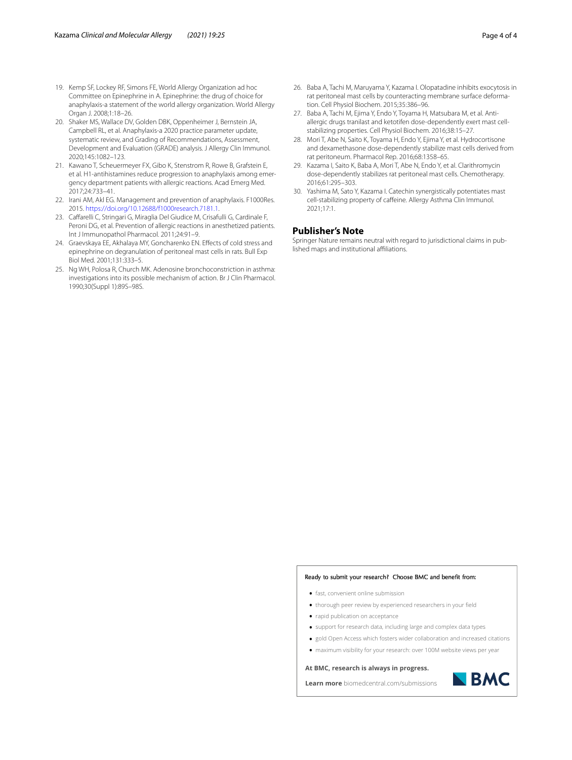19. Kemp SF, Lockey RF, Simons FE, World Allergy Organization ad hoc Committee on Epinephrine in A. Epinephrine: the drug of choice for anaphylaxis-a statement of the world allergy organization. World Allergy Organ J. 2008;1:18–26.
20. Shaker MS, Wallace DV, Golden DBK, Oppenheimer J, Bernstein JA, Campbell RL, et al. Anaphylaxis-a 2020 practice parameter update, systematic review, and Grading of Recommendations, Assessment, Development and Evaluation (GRADE) analysis. J Allergy Clin Immunol. 2020;145:1082–123.
21. Kawano T, Scheuermeyer FX, Gibo K, Stenstrom R, Rowe B, Grafstein E, et al. H1-antihistamines reduce progression to anaphylaxis among emergency department patients with allergic reactions. Acad Emerg Med. 2017;24:733–41.
22. Irani AM, Akl EG. Management and prevention of anaphylaxis. F1000Res. 2015. https://doi.org/10.12688/f1000research.7181.1.
23. Caffarelli C, Stringari G, Miraglia Del Giudice M, Crisafulli G, Cardinale F, Peroni DG, et al. Prevention of allergic reactions in anesthetized patients. Int J Immunopathol Pharmacol. 2011;24:91–9.
24. Graevskaya EE, Akhalaya MY, Goncharenko EN. Effects of cold stress and epinephrine on degranulation of peritoneal mast cells in rats. Bull Exp Biol Med. 2001;131:333–5.
25. Ng WH, Polosa R, Church MK. Adenosine bronchoconstriction in asthma: investigations into its possible mechanism of action. Br J Clin Pharmacol. 1990;30(Suppl 1):89S–98S.
26. Baba A, Tachi M, Maruyama Y, Kazama I. Olopatadine inhibits exocytosis in rat peritoneal mast cells by counteracting membrane surface deformation. Cell Physiol Biochem. 2015;35:386–96.
27. Baba A, Tachi M, Ejima Y, Endo Y, Toyama H, Matsubara M, et al. Anti-allergic drugs tranilast and ketotifen dose-dependently exert mast cell-stabilizing properties. Cell Physiol Biochem. 2016;38:15–27.
28. Mori T, Abe N, Saito K, Toyama H, Endo Y, Ejima Y, et al. Hydrocortisone and dexamethasone dose-dependently stabilize mast cells derived from rat peritoneum. Pharmacol Rep. 2016;68:1358–65.
29. Kazama I, Saito K, Baba A, Mori T, Abe N, Endo Y, et al. Clarithromycin dose-dependently stabilizes rat peritoneal mast cells. Chemotherapy. 2016;61:295–303.
30. Yashima M, Sato Y, Kazama I. Catechin synergistically potentiates mast cell-stabilizing property of caffeine. Allergy Asthma Clin Immunol. 2021;17:1.

## Publisher's Note

Springer Nature remains neutral with regard to jurisdictional claims in published maps and institutional affiliations.

Ready to submit your research? Choose BMC and benefit from:

- fast, convenient online submission
- thorough peer review by experienced researchers in your field
- rapid publication on acceptance
- support for research data, including large and complex data types
- gold Open Access which fosters wider collaboration and increased citations
- maximum visibility for your research: over 100M website views per year

**At BMC, research is always in progress.**

**Learn more** biomedcentral.com/submissions

BMC